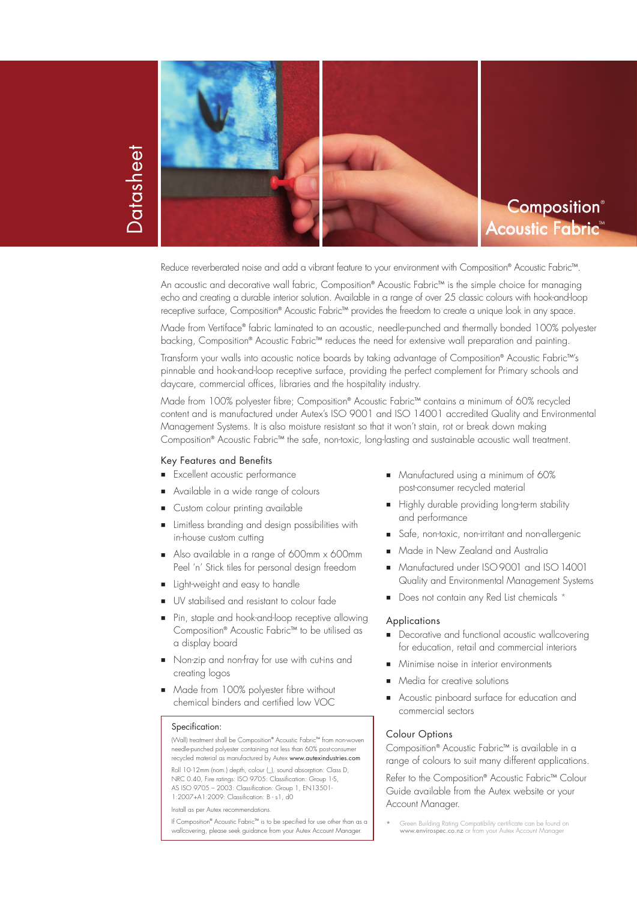Datasheet

# Composition® Acoustic Fabric™

Reduce reverberated noise and add a vibrant feature to your environment with Composition® Acoustic Fabric™.

An acoustic and decorative wall fabric, Composition® Acoustic Fabric™ is the simple choice for managing echo and creating a durable interior solution. Available in a range of over 25 classic colours with hook-and-loop receptive surface, Composition® Acoustic Fabric™ provides the freedom to create a unique look in any space.

Made from Vertiface® fabric laminated to an acoustic, needle-punched and thermally bonded 100% polyester backing, Composition® Acoustic Fabric™ reduces the need for extensive wall preparation and painting.

Transform your walls into acoustic notice boards by taking advantage of Composition® Acoustic Fabric™'s pinnable and hook-and-loop receptive surface, providing the perfect complement for Primary schools and daycare, commercial offices, libraries and the hospitality industry.

Made from 100% polyester fibre; Composition® Acoustic Fabric™ contains a minimum of 60% recycled content and is manufactured under Autex's ISO 9001 and ISO 14001 accredited Quality and Environmental Management Systems. It is also moisture resistant so that it won't stain, rot or break down making Composition® Acoustic Fabric™ the safe, non-toxic, long-lasting and sustainable acoustic wall treatment.

## Key Features and Benefits

- Excellent acoustic performance
- Available in a wide range of colours
- Custom colour printing available
- Limitless branding and design possibilities with in-house custom cutting
- Also available in a range of 600mm x 600mm Peel 'n' Stick tiles for personal design freedom
- Light-weight and easy to handle
- UV stabilised and resistant to colour fade
- Pin, staple and hook-and-loop receptive allowing Composition® Acoustic Fabric™ to be utilised as a display board
- Non-zip and non-fray for use with cut-ins and creating logos
- Made from 100% polyester fibre without chemical binders and certified low VOC
- Manufactured using a minimum of 60% post-consumer recycled material
- Highly durable providing long-term stability and performance
- Safe, non-toxic, non-irritant and non-allergenic
- Made in New Zealand and Australia
- Manufactured under ISO 9001 and ISO 14001 Quality and Environmental Management Systems
- Does not contain any Red List chemicals *

### Specification:

(Wall) treatment shall be Composition® Acoustic Fabric™ from non-woven needle-punched polyester containing not less than 60% post-consumer recycled material as manufactured by Autex www.autexindustries.com

Roll 10-12mm (nom.) depth, colour (_), sound absorption: Class D, NRC 0.40, Fire ratings: ISO 9705: Classification: Group 1-S, AS ISO 9705 – 2003: Classification: Group 1, EN13501-1:2007+A1:2009: Classification: B - s1, d0

Install as per Autex recommendations.

If Composition® Acoustic Fabric™ is to be specified for use other than as a wallcovering, please seek guidance from your Autex Account Manager.

## Applications

- Decorative and functional acoustic wallcovering for education, retail and commercial interiors
- Minimise noise in interior environments
- Media for creative solutions
- Acoustic pinboard surface for education and commercial sectors

## Colour Options

Composition® Acoustic Fabric™ is available in a range of colours to suit many different applications.

Refer to the Composition® Acoustic Fabric™ Colour Guide available from the Autex website or your Account Manager.

* Green Building Rating Compatibility certificate can be found on www.envirospec.co.nz or from your Autex Account Manager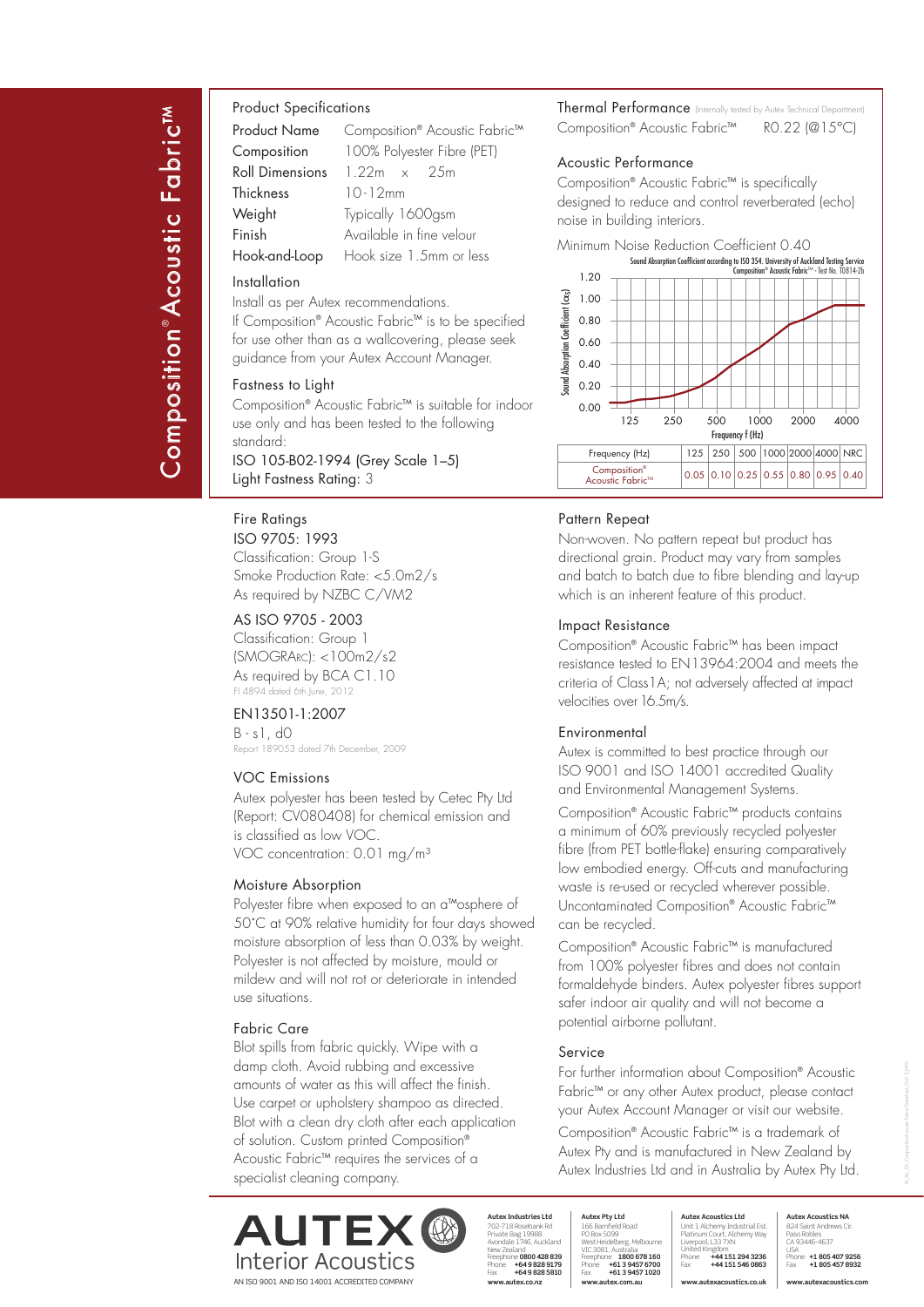# Composition® Acoustic Fabric™

## Product Specifications

| | |
|---|---|
| Product Name | Composition® Acoustic Fabric™ |
| Composition | 100% Polyester Fibre (PET) |
| Roll Dimensions | 1.22m x 25m |
| Thickness | 10-12mm |
| Weight | Typically 1600gsm |
| Finish | Available in fine velour |
| Hook-and-Loop | Hook size 1.5mm or less |

## Installation

Install as per Autex recommendations.
If Composition® Acoustic Fabric™ is to be specified for use other than as a wallcovering, please seek guidance from your Autex Account Manager.

## Fastness to Light

Composition® Acoustic Fabric™ is suitable for indoor use only and has been tested to the following standard:

ISO 105-B02-1994 (Grey Scale 1–5)
Light Fastness Rating: 3

## Thermal Performance (Internally tested by Autex Technical Department)

Composition® Acoustic Fabric™ R0.22 (@15°C)

## Acoustic Performance

Composition® Acoustic Fabric™ is specifically designed to reduce and control reverberated (echo) noise in building interiors.

Minimum Noise Reduction Coefficient 0.40

Sound Absorption Coefficient according to ISO 354. University of Auckland Testing Service
Composition® Acoustic Fabric™ - Test No. T0814-2b

Sound Absorption Coefficient ($\alpha_s$)
1.20
1.00
0.80
0.60
0.40
0.20
0.00
125 250 500 1000 2000 4000
Frequency f (Hz)

| Frequency (Hz) | 125 | 250 | 500 | 1000 | 2000 | 4000 | NRC |
|---|---|---|---|---|---|---|---|
| Composition® Acoustic Fabric™ | 0.05 | 0.10 | 0.25 | 0.55 | 0.80 | 0.95 | 0.40 |

## Fire Ratings

**ISO 9705: 1993**
Classification: Group 1-S
Smoke Production Rate: <5.0m2/s
As required by NZBC C/VM2

**AS ISO 9705 - 2003**
Classification: Group 1
(SMOGRARC): <100m2/s2
As required by BCA C1.10
FI 4894 dated 6th June, 2012

**EN13501-1:2007**
B - s1, d0
Report 189053 dated 7th December, 2009

## VOC Emissions

Autex polyester has been tested by Cetec Pty Ltd (Report: CV080408) for chemical emission and is classified as low VOC.
VOC concentration: 0.01 mg/m³

## Moisture Absorption

Polyester fibre when exposed to an a™osphere of 50°C at 90% relative humidity for four days showed moisture absorption of less than 0.03% by weight. Polyester is not affected by moisture, mould or mildew and will not rot or deteriorate in intended use situations.

## Fabric Care

Blot spills from fabric quickly. Wipe with a damp cloth. Avoid rubbing and excessive amounts of water as this will affect the finish. Use carpet or upholstery shampoo as directed. Blot with a clean dry cloth after each application of solution. Custom printed Composition® Acoustic Fabric™ requires the services of a specialist cleaning company.

## Pattern Repeat

Non-woven. No pattern repeat but product has directional grain. Product may vary from samples and batch to batch due to fibre blending and lay-up which is an inherent feature of this product.

## Impact Resistance

Composition® Acoustic Fabric™ has been impact resistance tested to EN13964:2004 and meets the criteria of Class1A; not adversely affected at impact velocities over 16.5m/s.

## Environmental

Autex is committed to best practice through our ISO 9001 and ISO 14001 accredited Quality and Environmental Management Systems.

Composition® Acoustic Fabric™ products contains a minimum of 60% previously recycled polyester fibre (from PET bottle-flake) ensuring comparatively low embodied energy. Off-cuts and manufacturing waste is re-used or recycled wherever possible. Uncontaminated Composition® Acoustic Fabric™ can be recycled.

Composition® Acoustic Fabric™ is manufactured from 100% polyester fibres and does not contain formaldehyde binders. Autex polyester fibres support safer indoor air quality and will not become a potential airborne pollutant.

## Service

For further information about Composition® Acoustic Fabric™ or any other Autex product, please contact your Autex Account Manager or visit our website.

Composition® Acoustic Fabric™ is a trademark of Autex Pty and is manufactured in New Zealand by Autex Industries Ltd and in Australia by Autex Pty Ltd.

AUTEX Interior Acoustics
AN ISO 9001 AND ISO 14001 ACCREDITED COMPANY

**Autex Industries Ltd**
702-718 Rosebank Rd
Private Bag 19988
Avondale 1746, Auckland
New Zealand
Freephone 0800 428 839
Phone +64 9 828 9179
Fax +64 9 828 5810
www.autex.co.nz

**Autex Pty Ltd**
166 Barnfield Road
PO Box 5099
West Heidelberg, Melbourne
VIC 3081, Australia
Freephone 1800 678 160
Phone +61 3 9457 6700
Fax +61 3 9457 1020
www.autex.com.au

**Autex Acoustics Ltd**
Unit 1 Alchemy Industrial Est.
Platinum Court, Alchemy Way
Liverpool, L33 7XN
United Kingdom
Phone +44 151 294 3236
Fax +44 151 546 0863
www.autexacoustics.co.uk

**Autex Acoustics NA**
824 Saint Andrews Cir.
Paso Robles
CA 93446-4637
USA
Phone +1 805 407 9256
Fax +1 805 457 8932
www.autexacoustics.com